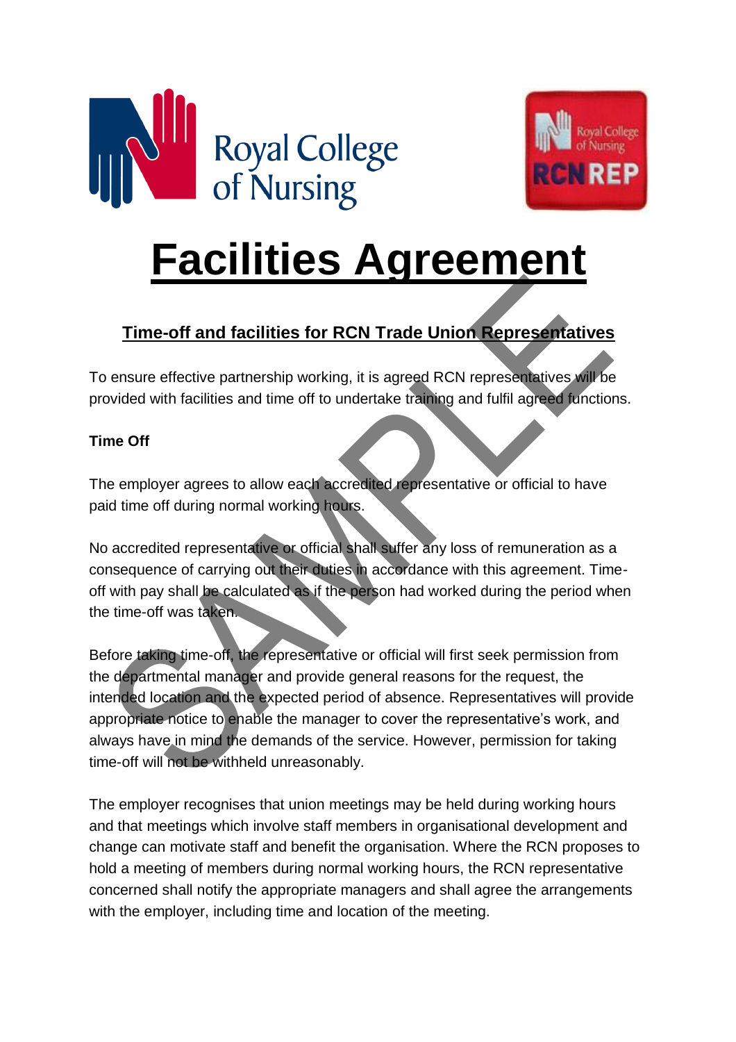# Facilities Agreement

## Time-off and facilities for RCN Trade Union Representatives

To ensure effective partnership working, it is agreed RCN representatives will be provided with facilities and time off to undertake training and fulfil agreed functions.

**Time Off**

The employer agrees to allow each accredited representative or official to have paid time off during normal working hours.

No accredited representative or official shall suffer any loss of remuneration as a consequence of carrying out their duties in accordance with this agreement. Time-off with pay shall be calculated as if the person had worked during the period when the time-off was taken.

Before taking time-off, the representative or official will first seek permission from the departmental manager and provide general reasons for the request, the intended location and the expected period of absence. Representatives will provide appropriate notice to enable the manager to cover the representative's work, and always have in mind the demands of the service. However, permission for taking time-off will not be withheld unreasonably.

The employer recognises that union meetings may be held during working hours and that meetings which involve staff members in organisational development and change can motivate staff and benefit the organisation. Where the RCN proposes to hold a meeting of members during normal working hours, the RCN representative concerned shall notify the appropriate managers and shall agree the arrangements with the employer, including time and location of the meeting.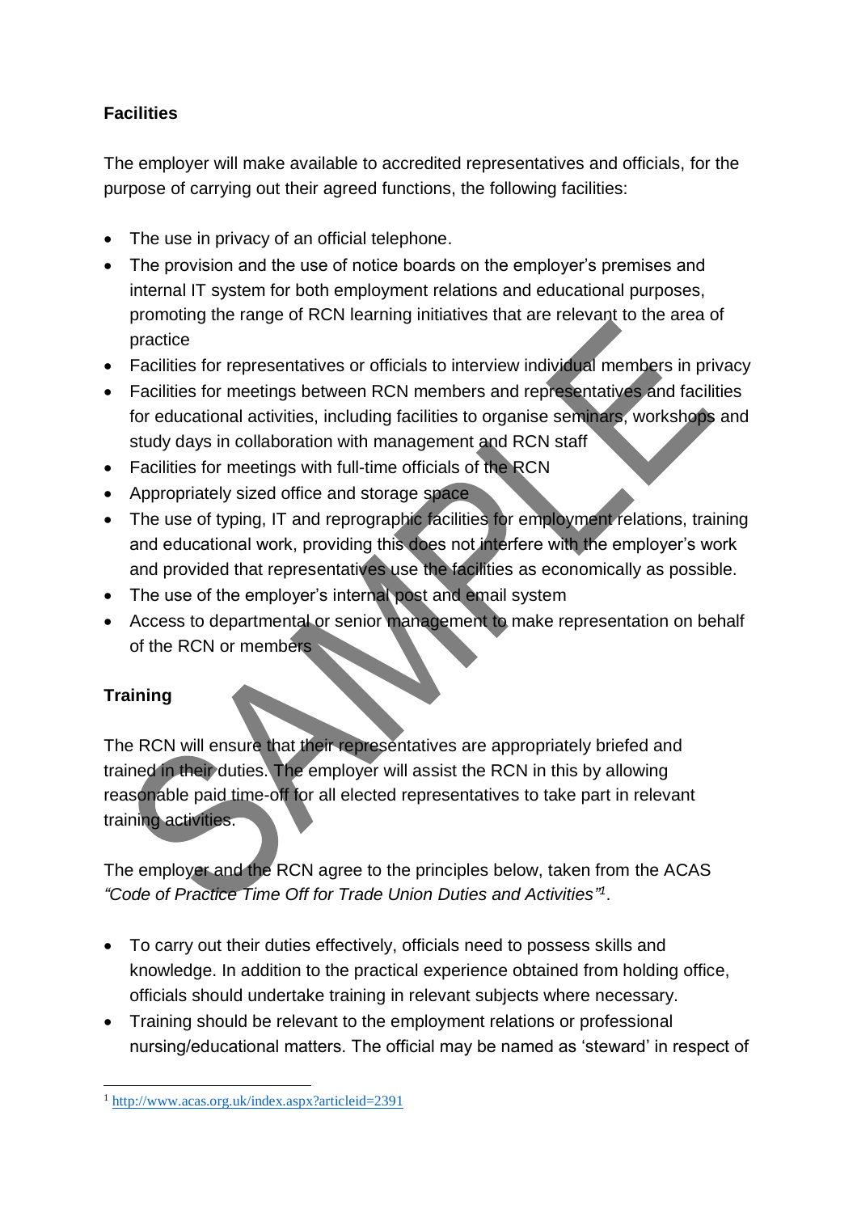**Facilities**

The employer will make available to accredited representatives and officials, for the purpose of carrying out their agreed functions, the following facilities:

- The use in privacy of an official telephone.
- The provision and the use of notice boards on the employer's premises and internal IT system for both employment relations and educational purposes, promoting the range of RCN learning initiatives that are relevant to the area of practice
- Facilities for representatives or officials to interview individual members in privacy
- Facilities for meetings between RCN members and representatives and facilities for educational activities, including facilities to organise seminars, workshops and study days in collaboration with management and RCN staff
- Facilities for meetings with full-time officials of the RCN
- Appropriately sized office and storage space
- The use of typing, IT and reprographic facilities for employment relations, training and educational work, providing this does not interfere with the employer's work and provided that representatives use the facilities as economically as possible.
- The use of the employer's internal post and email system
- Access to departmental or senior management to make representation on behalf of the RCN or members

**Training**

The RCN will ensure that their representatives are appropriately briefed and trained in their duties. The employer will assist the RCN in this by allowing reasonable paid time-off for all elected representatives to take part in relevant training activities.

The employer and the RCN agree to the principles below, taken from the ACAS *"Code of Practice Time Off for Trade Union Duties and Activities"*[1].

- To carry out their duties effectively, officials need to possess skills and knowledge. In addition to the practical experience obtained from holding office, officials should undertake training in relevant subjects where necessary.
- Training should be relevant to the employment relations or professional nursing/educational matters. The official may be named as 'steward' in respect of

[1] http://www.acas.org.uk/index.aspx?articleid=2391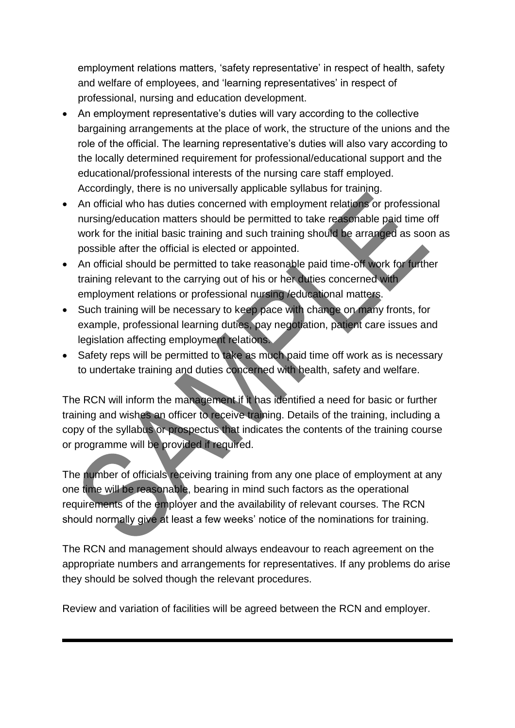employment relations matters, 'safety representative' in respect of health, safety and welfare of employees, and 'learning representatives' in respect of professional, nursing and education development.

- An employment representative's duties will vary according to the collective bargaining arrangements at the place of work, the structure of the unions and the role of the official. The learning representative's duties will also vary according to the locally determined requirement for professional/educational support and the educational/professional interests of the nursing care staff employed. Accordingly, there is no universally applicable syllabus for training.
- An official who has duties concerned with employment relations or professional nursing/education matters should be permitted to take reasonable paid time off work for the initial basic training and such training should be arranged as soon as possible after the official is elected or appointed.
- An official should be permitted to take reasonable paid time-off work for further training relevant to the carrying out of his or her duties concerned with employment relations or professional nursing /educational matters.
- Such training will be necessary to keep pace with change on many fronts, for example, professional learning duties, pay negotiation, patient care issues and legislation affecting employment relations.
- Safety reps will be permitted to take as much paid time off work as is necessary to undertake training and duties concerned with health, safety and welfare.

The RCN will inform the management if it has identified a need for basic or further training and wishes an officer to receive training. Details of the training, including a copy of the syllabus or prospectus that indicates the contents of the training course or programme will be provided if required.

The number of officials receiving training from any one place of employment at any one time will be reasonable, bearing in mind such factors as the operational requirements of the employer and the availability of relevant courses. The RCN should normally give at least a few weeks' notice of the nominations for training.

The RCN and management should always endeavour to reach agreement on the appropriate numbers and arrangements for representatives. If any problems do arise they should be solved though the relevant procedures.

Review and variation of facilities will be agreed between the RCN and employer.